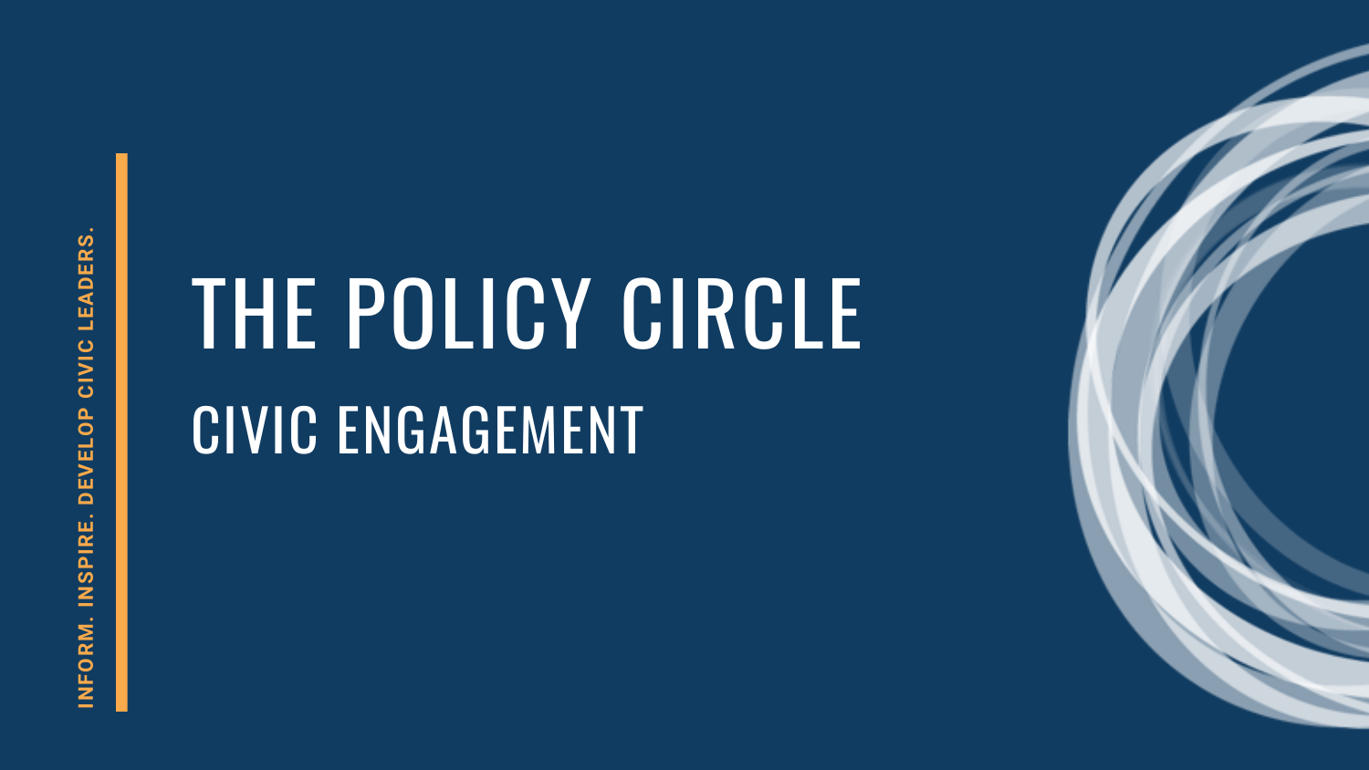INFORM. INSPIRE. DEVELOP CIVIC LEADERS.

# THE POLICY CIRCLE

## CIVIC ENGAGEMENT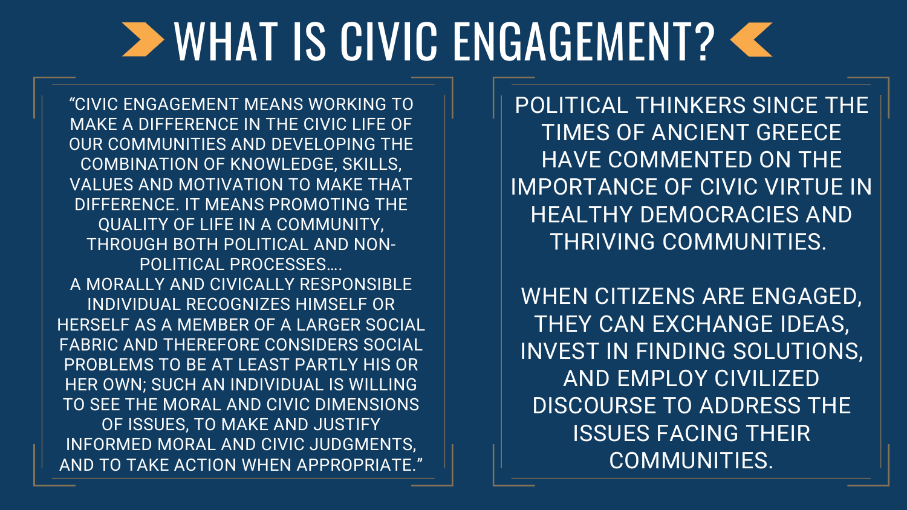# WHAT IS CIVIC ENGAGEMENT?

"CIVIC ENGAGEMENT MEANS WORKING TO MAKE A DIFFERENCE IN THE CIVIC LIFE OF OUR COMMUNITIES AND DEVELOPING THE COMBINATION OF KNOWLEDGE, SKILLS, VALUES AND MOTIVATION TO MAKE THAT DIFFERENCE. IT MEANS PROMOTING THE QUALITY OF LIFE IN A COMMUNITY, THROUGH BOTH POLITICAL AND NON-POLITICAL PROCESSES....
A MORALLY AND CIVICALLY RESPONSIBLE INDIVIDUAL RECOGNIZES HIMSELF OR HERSELF AS A MEMBER OF A LARGER SOCIAL FABRIC AND THEREFORE CONSIDERS SOCIAL PROBLEMS TO BE AT LEAST PARTLY HIS OR HER OWN; SUCH AN INDIVIDUAL IS WILLING TO SEE THE MORAL AND CIVIC DIMENSIONS OF ISSUES, TO MAKE AND JUSTIFY INFORMED MORAL AND CIVIC JUDGMENTS, AND TO TAKE ACTION WHEN APPROPRIATE."

POLITICAL THINKERS SINCE THE TIMES OF ANCIENT GREECE HAVE COMMENTED ON THE IMPORTANCE OF CIVIC VIRTUE IN HEALTHY DEMOCRACIES AND THRIVING COMMUNITIES.

WHEN CITIZENS ARE ENGAGED, THEY CAN EXCHANGE IDEAS, INVEST IN FINDING SOLUTIONS, AND EMPLOY CIVILIZED DISCOURSE TO ADDRESS THE ISSUES FACING THEIR COMMUNITIES.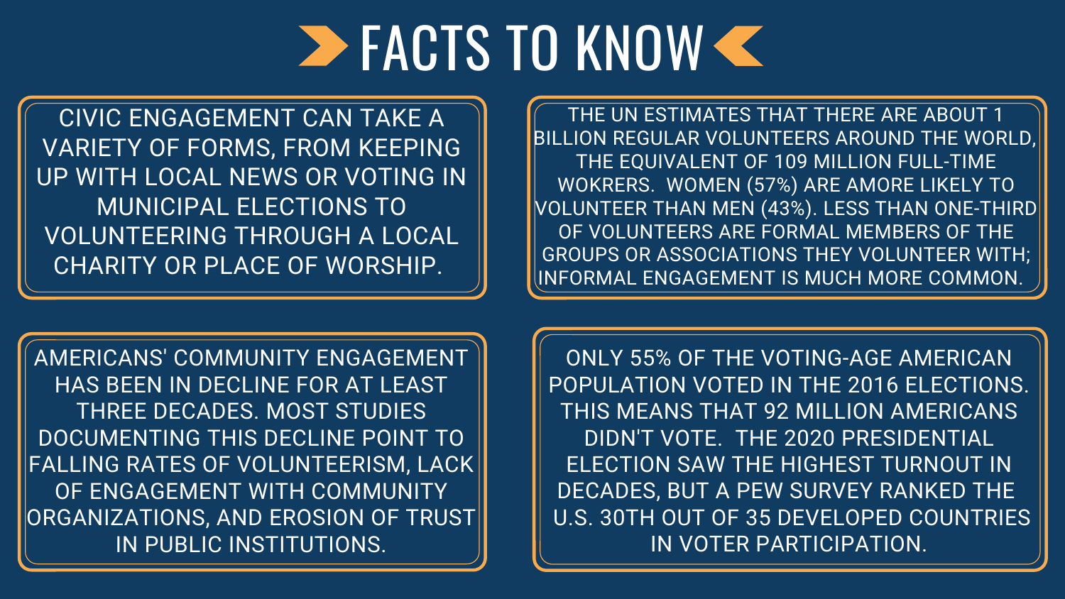# FACTS TO KNOW

CIVIC ENGAGEMENT CAN TAKE A VARIETY OF FORMS, FROM KEEPING UP WITH LOCAL NEWS OR VOTING IN MUNICIPAL ELECTIONS TO VOLUNTEERING THROUGH A LOCAL CHARITY OR PLACE OF WORSHIP.

THE UN ESTIMATES THAT THERE ARE ABOUT 1 BILLION REGULAR VOLUNTEERS AROUND THE WORLD, THE EQUIVALENT OF 109 MILLION FULL-TIME WOKRERS. WOMEN (57%) ARE AMORE LIKELY TO VOLUNTEER THAN MEN (43%). LESS THAN ONE-THIRD OF VOLUNTEERS ARE FORMAL MEMBERS OF THE GROUPS OR ASSOCIATIONS THEY VOLUNTEER WITH; INFORMAL ENGAGEMENT IS MUCH MORE COMMON.

AMERICANS' COMMUNITY ENGAGEMENT HAS BEEN IN DECLINE FOR AT LEAST THREE DECADES. MOST STUDIES DOCUMENTING THIS DECLINE POINT TO FALLING RATES OF VOLUNTEERISM, LACK OF ENGAGEMENT WITH COMMUNITY ORGANIZATIONS, AND EROSION OF TRUST IN PUBLIC INSTITUTIONS.

ONLY 55% OF THE VOTING-AGE AMERICAN POPULATION VOTED IN THE 2016 ELECTIONS. THIS MEANS THAT 92 MILLION AMERICANS DIDN'T VOTE. THE 2020 PRESIDENTIAL ELECTION SAW THE HIGHEST TURNOUT IN DECADES, BUT A PEW SURVEY RANKED THE U.S. 30TH OUT OF 35 DEVELOPED COUNTRIES IN VOTER PARTICIPATION.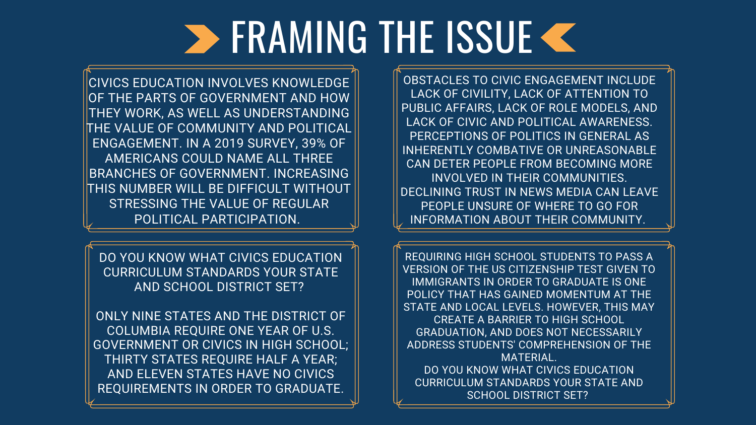# FRAMING THE ISSUE

CIVICS EDUCATION INVOLVES KNOWLEDGE OF THE PARTS OF GOVERNMENT AND HOW THEY WORK, AS WELL AS UNDERSTANDING THE VALUE OF COMMUNITY AND POLITICAL ENGAGEMENT. IN A 2019 SURVEY, 39% OF AMERICANS COULD NAME ALL THREE BRANCHES OF GOVERNMENT. INCREASING THIS NUMBER WILL BE DIFFICULT WITHOUT STRESSING THE VALUE OF REGULAR POLITICAL PARTICIPATION.

OBSTACLES TO CIVIC ENGAGEMENT INCLUDE LACK OF CIVILITY, LACK OF ATTENTION TO PUBLIC AFFAIRS, LACK OF ROLE MODELS, AND LACK OF CIVIC AND POLITICAL AWARENESS. PERCEPTIONS OF POLITICS IN GENERAL AS INHERENTLY COMBATIVE OR UNREASONABLE CAN DETER PEOPLE FROM BECOMING MORE INVOLVED IN THEIR COMMUNITIES. DECLINING TRUST IN NEWS MEDIA CAN LEAVE PEOPLE UNSURE OF WHERE TO GO FOR INFORMATION ABOUT THEIR COMMUNITY.

DO YOU KNOW WHAT CIVICS EDUCATION CURRICULUM STANDARDS YOUR STATE AND SCHOOL DISTRICT SET?

ONLY NINE STATES AND THE DISTRICT OF COLUMBIA REQUIRE ONE YEAR OF U.S. GOVERNMENT OR CIVICS IN HIGH SCHOOL; THIRTY STATES REQUIRE HALF A YEAR; AND ELEVEN STATES HAVE NO CIVICS REQUIREMENTS IN ORDER TO GRADUATE.

REQUIRING HIGH SCHOOL STUDENTS TO PASS A VERSION OF THE US CITIZENSHIP TEST GIVEN TO IMMIGRANTS IN ORDER TO GRADUATE IS ONE POLICY THAT HAS GAINED MOMENTUM AT THE STATE AND LOCAL LEVELS. HOWEVER, THIS MAY CREATE A BARRIER TO HIGH SCHOOL GRADUATION, AND DOES NOT NECESSARILY ADDRESS STUDENTS' COMPREHENSION OF THE MATERIAL.

DO YOU KNOW WHAT CIVICS EDUCATION CURRICULUM STANDARDS YOUR STATE AND SCHOOL DISTRICT SET?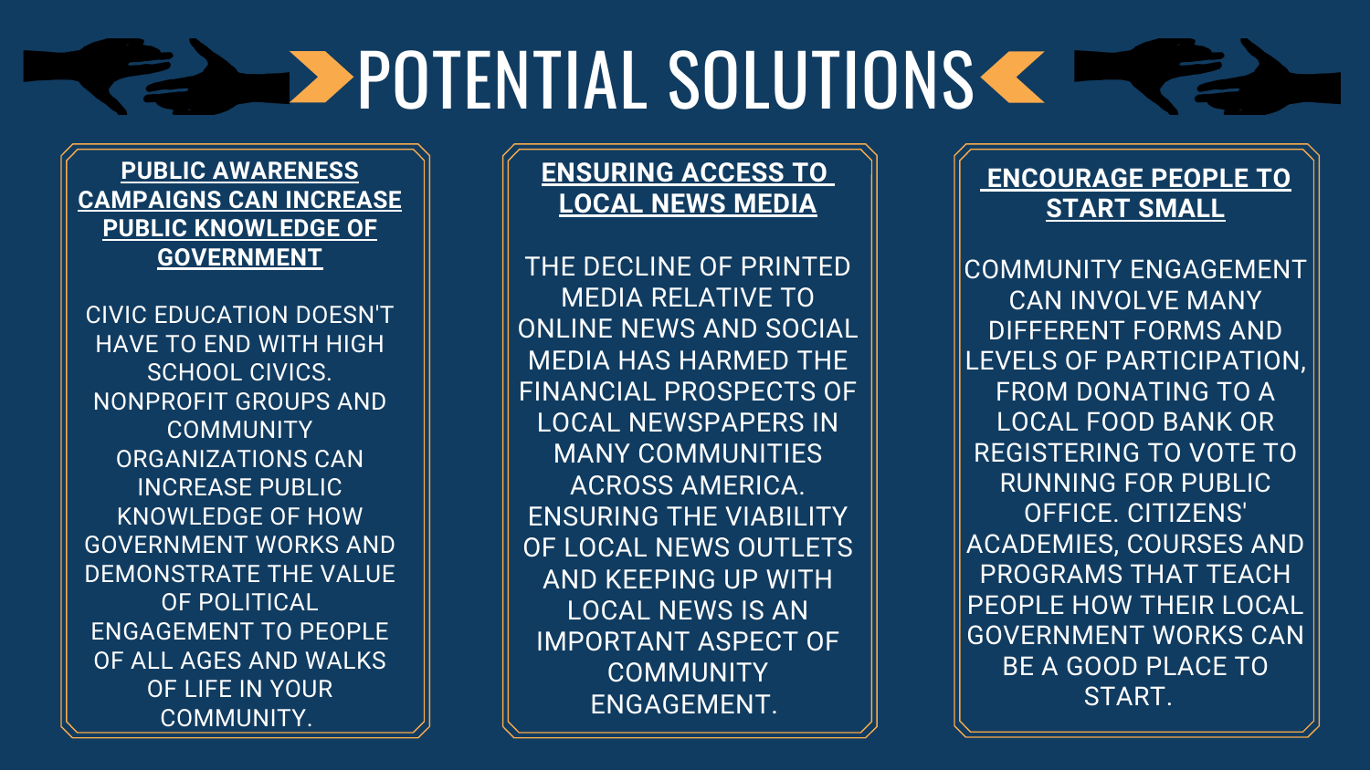# POTENTIAL SOLUTIONS

## PUBLIC AWARENESS CAMPAIGNS CAN INCREASE PUBLIC KNOWLEDGE OF GOVERNMENT

CIVIC EDUCATION DOESN'T HAVE TO END WITH HIGH SCHOOL CIVICS. NONPROFIT GROUPS AND COMMUNITY ORGANIZATIONS CAN INCREASE PUBLIC KNOWLEDGE OF HOW GOVERNMENT WORKS AND DEMONSTRATE THE VALUE OF POLITICAL ENGAGEMENT TO PEOPLE OF ALL AGES AND WALKS OF LIFE IN YOUR COMMUNITY.

## ENSURING ACCESS TO LOCAL NEWS MEDIA

THE DECLINE OF PRINTED MEDIA RELATIVE TO ONLINE NEWS AND SOCIAL MEDIA HAS HARMED THE FINANCIAL PROSPECTS OF LOCAL NEWSPAPERS IN MANY COMMUNITIES ACROSS AMERICA. ENSURING THE VIABILITY OF LOCAL NEWS OUTLETS AND KEEPING UP WITH LOCAL NEWS IS AN IMPORTANT ASPECT OF COMMUNITY ENGAGEMENT.

## ENCOURAGE PEOPLE TO START SMALL

COMMUNITY ENGAGEMENT CAN INVOLVE MANY DIFFERENT FORMS AND LEVELS OF PARTICIPATION, FROM DONATING TO A LOCAL FOOD BANK OR REGISTERING TO VOTE TO RUNNING FOR PUBLIC OFFICE. CITIZENS' ACADEMIES, COURSES AND PROGRAMS THAT TEACH PEOPLE HOW THEIR LOCAL GOVERNMENT WORKS CAN BE A GOOD PLACE TO START.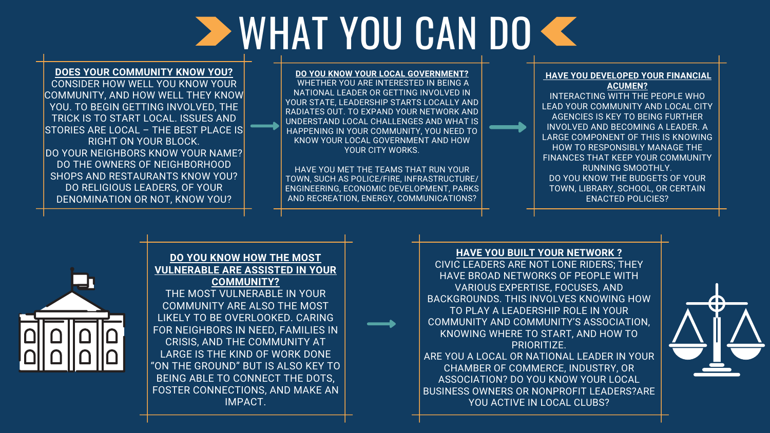# WHAT YOU CAN DO

**DOES YOUR COMMUNITY KNOW YOU?**

CONSIDER HOW WELL YOU KNOW YOUR COMMUNITY, AND HOW WELL THEY KNOW YOU. TO BEGIN GETTING INVOLVED, THE TRICK IS TO START LOCAL. ISSUES AND STORIES ARE LOCAL – THE BEST PLACE IS RIGHT ON YOUR BLOCK.

DO YOUR NEIGHBORS KNOW YOUR NAME? DO THE OWNERS OF NEIGHBORHOOD SHOPS AND RESTAURANTS KNOW YOU? DO RELIGIOUS LEADERS, OF YOUR DENOMINATION OR NOT, KNOW YOU?

**DO YOU KNOW YOUR LOCAL GOVERNMENT?**

WHETHER YOU ARE INTERESTED IN BEING A NATIONAL LEADER OR GETTING INVOLVED IN YOUR STATE, LEADERSHIP STARTS LOCALLY AND RADIATES OUT. TO EXPAND YOUR NETWORK AND UNDERSTAND LOCAL CHALLENGES AND WHAT IS HAPPENING IN YOUR COMMUNITY, YOU NEED TO KNOW YOUR LOCAL GOVERNMENT AND HOW YOUR CITY WORKS.

HAVE YOU MET THE TEAMS THAT RUN YOUR TOWN, SUCH AS POLICE/FIRE, INFRASTRUCTURE/ ENGINEERING, ECONOMIC DEVELOPMENT, PARKS AND RECREATION, ENERGY, COMMUNICATIONS?

**HAVE YOU DEVELOPED YOUR FINANCIAL ACUMEN?**

INTERACTING WITH THE PEOPLE WHO LEAD YOUR COMMUNITY AND LOCAL CITY AGENCIES IS KEY TO BEING FURTHER INVOLVED AND BECOMING A LEADER. A LARGE COMPONENT OF THIS IS KNOWING HOW TO RESPONSIBLY MANAGE THE FINANCES THAT KEEP YOUR COMMUNITY RUNNING SMOOTHLY.

DO YOU KNOW THE BUDGETS OF YOUR TOWN, LIBRARY, SCHOOL, OR CERTAIN ENACTED POLICIES?

**DO YOU KNOW HOW THE MOST VULNERABLE ARE ASSISTED IN YOUR COMMUNITY?**

THE MOST VULNERABLE IN YOUR COMMUNITY ARE ALSO THE MOST LIKELY TO BE OVERLOOKED. CARING FOR NEIGHBORS IN NEED, FAMILIES IN CRISIS, AND THE COMMUNITY AT LARGE IS THE KIND OF WORK DONE "ON THE GROUND" BUT IS ALSO KEY TO BEING ABLE TO CONNECT THE DOTS, FOSTER CONNECTIONS, AND MAKE AN IMPACT.

**HAVE YOU BUILT YOUR NETWORK ?**

CIVIC LEADERS ARE NOT LONE RIDERS; THEY HAVE BROAD NETWORKS OF PEOPLE WITH VARIOUS EXPERTISE, FOCUSES, AND BACKGROUNDS. THIS INVOLVES KNOWING HOW TO PLAY A LEADERSHIP ROLE IN YOUR COMMUNITY AND COMMUNITY'S ASSOCIATION, KNOWING WHERE TO START, AND HOW TO PRIORITIZE.

ARE YOU A LOCAL OR NATIONAL LEADER IN YOUR CHAMBER OF COMMERCE, INDUSTRY, OR ASSOCIATION? DO YOU KNOW YOUR LOCAL BUSINESS OWNERS OR NONPROFIT LEADERS?ARE YOU ACTIVE IN LOCAL CLUBS?